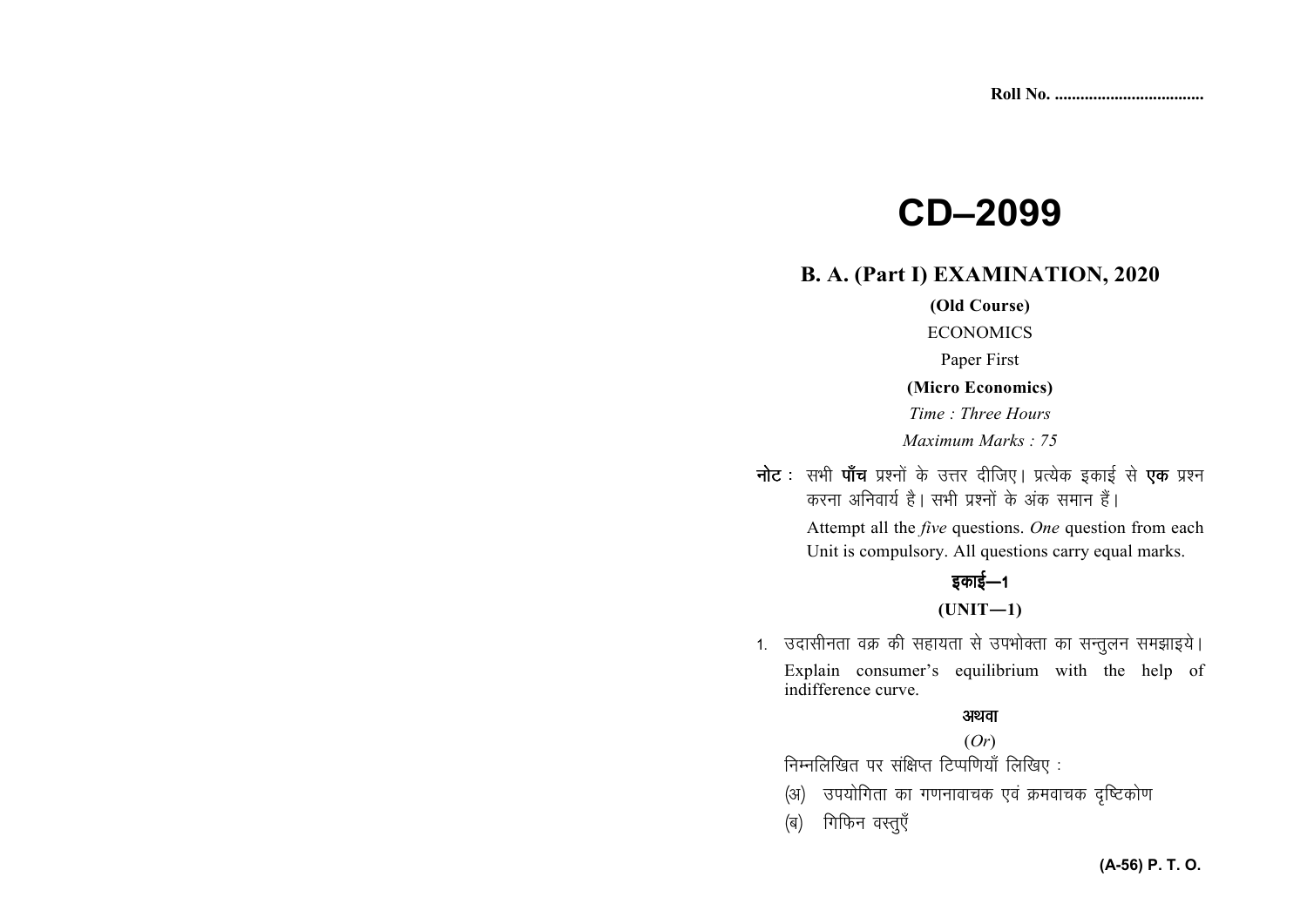Roll No. ..................................

# CD–2099

## B. A. (Part I) EXAMINATION, 2020

**(Old Course)**

ECONOMICS

Paper First

**(Micro Economics)**

*Time : Three Hours*

*Maximum Marks : 75*

**नोट :** सभी **पाँच** प्रश्नों के उत्तर दीजिए। प्रत्येक इकाई से **एक** प्रश्न करना अनिवार्य है। सभी प्रश्नों के अंक समान हैं।

Attempt all the *five* questions. *One* question from each Unit is compulsory. All questions carry equal marks.

### इकाई—1

### (UNIT—1)

1. उदासीनता वक्र की सहायता से उपभोक्ता का सन्तुलन समझाइये।

   Explain consumer's equilibrium with the help of indifference curve.

   **अथवा**

   (*Or*)

   निम्नलिखित पर संक्षिप्त टिप्पणियाँ लिखिए :

   (अ) उपयोगिता का गणनावाचक एवं क्रमवाचक दृष्टिकोण

   (ब) गिफिन वस्तुएँ

**(A-56) P. T. O.**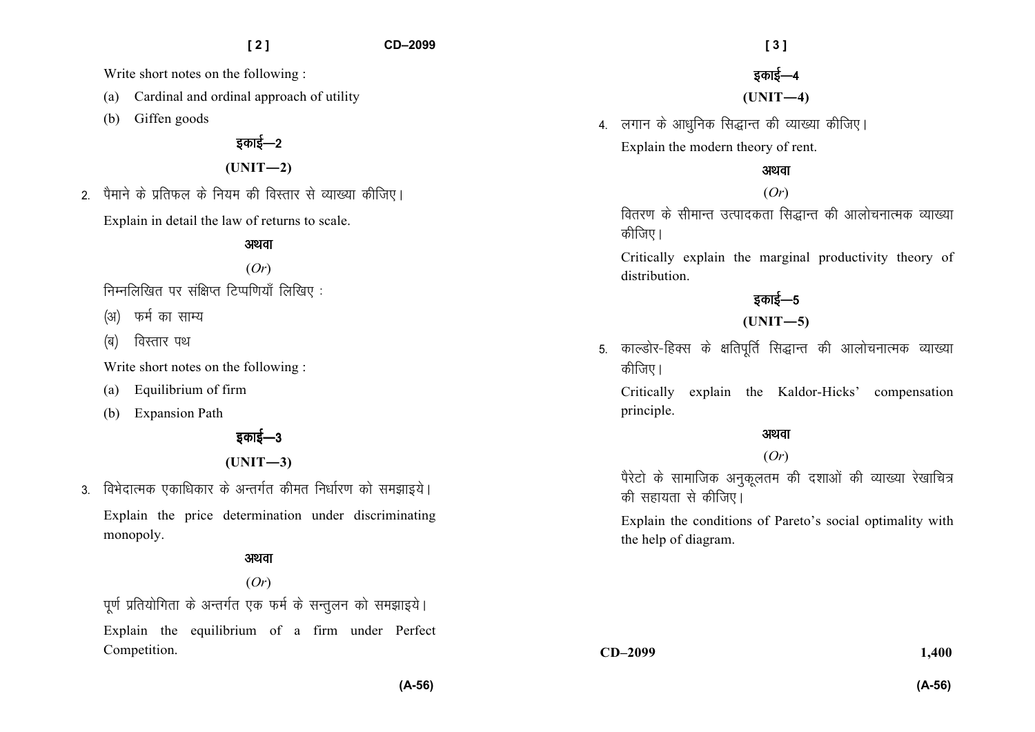Write short notes on the following :

(a) Cardinal and ordinal approach of utility

(b) Giffen goods

## इकाई—2

## (UNIT—2)

2. पैमाने के प्रतिफल के नियम की विस्तार से व्याख्या कीजिए।

   Explain in detail the law of returns to scale.

   अथवा

   (*Or*)

   निम्नलिखित पर संक्षिप्त टिप्पणियाँ लिखिए :

   (अ) फर्म का साम्य

   (ब) विस्तार पथ

   Write short notes on the following :

   (a) Equilibrium of firm

   (b) Expansion Path

## इकाई—3

## (UNIT—3)

3. विभेदात्मक एकाधिकार के अन्तर्गत कीमत निर्धारण को समझाइये।

   Explain the price determination under discriminating monopoly.

   अथवा

   (*Or*)

   पूर्ण प्रतियोगिता के अन्तर्गत एक फर्म के सन्तुलन को समझाइये।

   Explain the equilibrium of a firm under Perfect Competition.

## इकाई—4

## (UNIT—4)

4. लगान के आधुनिक सिद्धान्त की व्याख्या कीजिए।

   Explain the modern theory of rent.

   अथवा

   (*Or*)

   वितरण के सीमान्त उत्पादकता सिद्धान्त की आलोचनात्मक व्याख्या कीजिए।

   Critically explain the marginal productivity theory of distribution.

## इकाई—5

## (UNIT—5)

5. काल्डोर-हिक्स के क्षतिपूर्ति सिद्धान्त की आलोचनात्मक व्याख्या कीजिए।

   Critically explain the Kaldor-Hicks' compensation principle.

   अथवा

   (*Or*)

   पैरेटो के सामाजिक अनुकूलतम की दशाओं की व्याख्या रेखाचित्र की सहायता से कीजिए।

   Explain the conditions of Pareto's social optimality with the help of diagram.

CD–2099 1,400